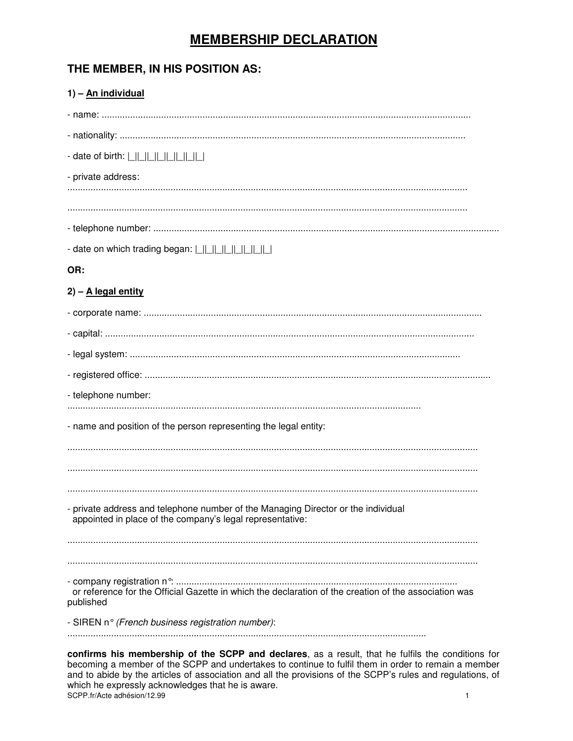# MEMBERSHIP DECLARATION

## THE MEMBER, IN HIS POSITION AS:

### 1) – An individual

- name: ..............................................................................................................................................

- nationality: .....................................................................................................................................

- date of birth: |_||_||_||_||_||_||_||_|

- private address:
.........................................................................................................................................................

.........................................................................................................................................................

- telephone number: .....................................................................................................................................

- date on which trading began: |_||_||_||_||_||_||_||_|

**OR:**

### 2) – A legal entity

- corporate name: .................................................................................................................................

- capital: .............................................................................................................................................

- legal system: ..............................................................................................................................

- registered office: ....................................................................................................................................

- telephone number:
........................................................................................................................................

- name and position of the person representing the legal entity:

.............................................................................................................................................................

.............................................................................................................................................................

.............................................................................................................................................................

- private address and telephone number of the Managing Director or the individual appointed in place of the company's legal representative:

.............................................................................................................................................................

.............................................................................................................................................................

- company registration n°: ............................................................................................................
  or reference for the Official Gazette in which the declaration of the creation of the association was published

- SIREN n° *(French business registration number)*:
.........................................................................................................................................

**confirms his membership of the SCPP and declares**, as a result, that he fulfils the conditions for becoming a member of the SCPP and undertakes to continue to fulfil them in order to remain a member and to abide by the articles of association and all the provisions of the SCPP's rules and regulations, of which he expressly acknowledges that he is aware.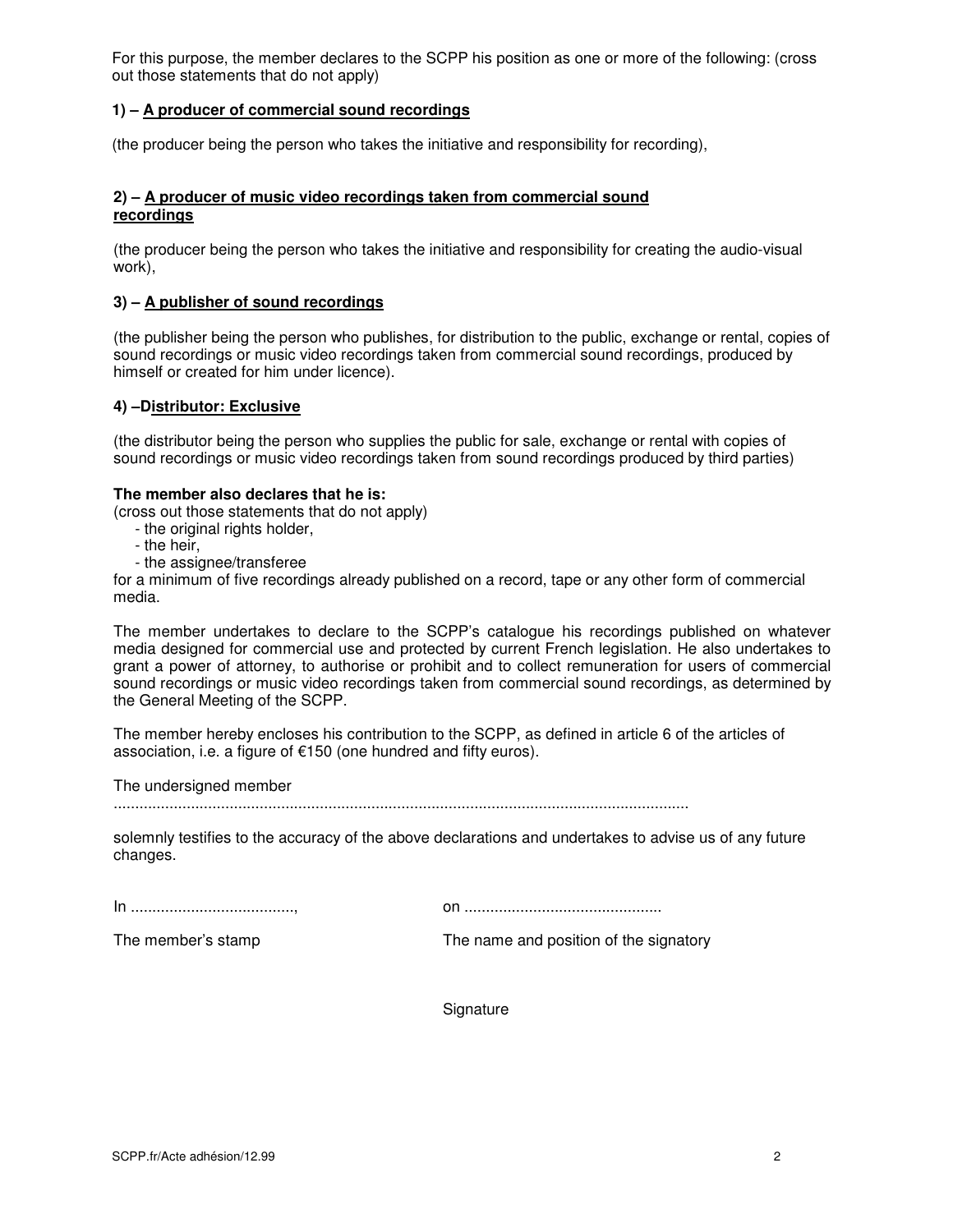For this purpose, the member declares to the SCPP his position as one or more of the following: (cross out those statements that do not apply)

**1) – <u>A producer of commercial sound recordings</u>**

(the producer being the person who takes the initiative and responsibility for recording),

**2) – <u>A producer of music video recordings taken from commercial sound recordings</u>**

(the producer being the person who takes the initiative and responsibility for creating the audio-visual work),

**3) – <u>A publisher of sound recordings</u>**

(the publisher being the person who publishes, for distribution to the public, exchange or rental, copies of sound recordings or music video recordings taken from commercial sound recordings, produced by himself or created for him under licence).

**4) –<u>Distributor: Exclusive</u>**

(the distributor being the person who supplies the public for sale, exchange or rental with copies of sound recordings or music video recordings taken from sound recordings produced by third parties)

**The member also declares that he is:**
(cross out those statements that do not apply)

- the original rights holder,
- the heir,
- the assignee/transferee

for a minimum of five recordings already published on a record, tape or any other form of commercial media.

The member undertakes to declare to the SCPP's catalogue his recordings published on whatever media designed for commercial use and protected by current French legislation. He also undertakes to grant a power of attorney, to authorise or prohibit and to collect remuneration for users of commercial sound recordings or music video recordings taken from commercial sound recordings, as determined by the General Meeting of the SCPP.

The member hereby encloses his contribution to the SCPP, as defined in article 6 of the articles of association, i.e. a figure of €150 (one hundred and fifty euros).

The undersigned member

......................................................................................................................................

solemnly testifies to the accuracy of the above declarations and undertakes to advise us of any future changes.

In ......................................, on .............................................

The member's stamp

The name and position of the signatory

Signature